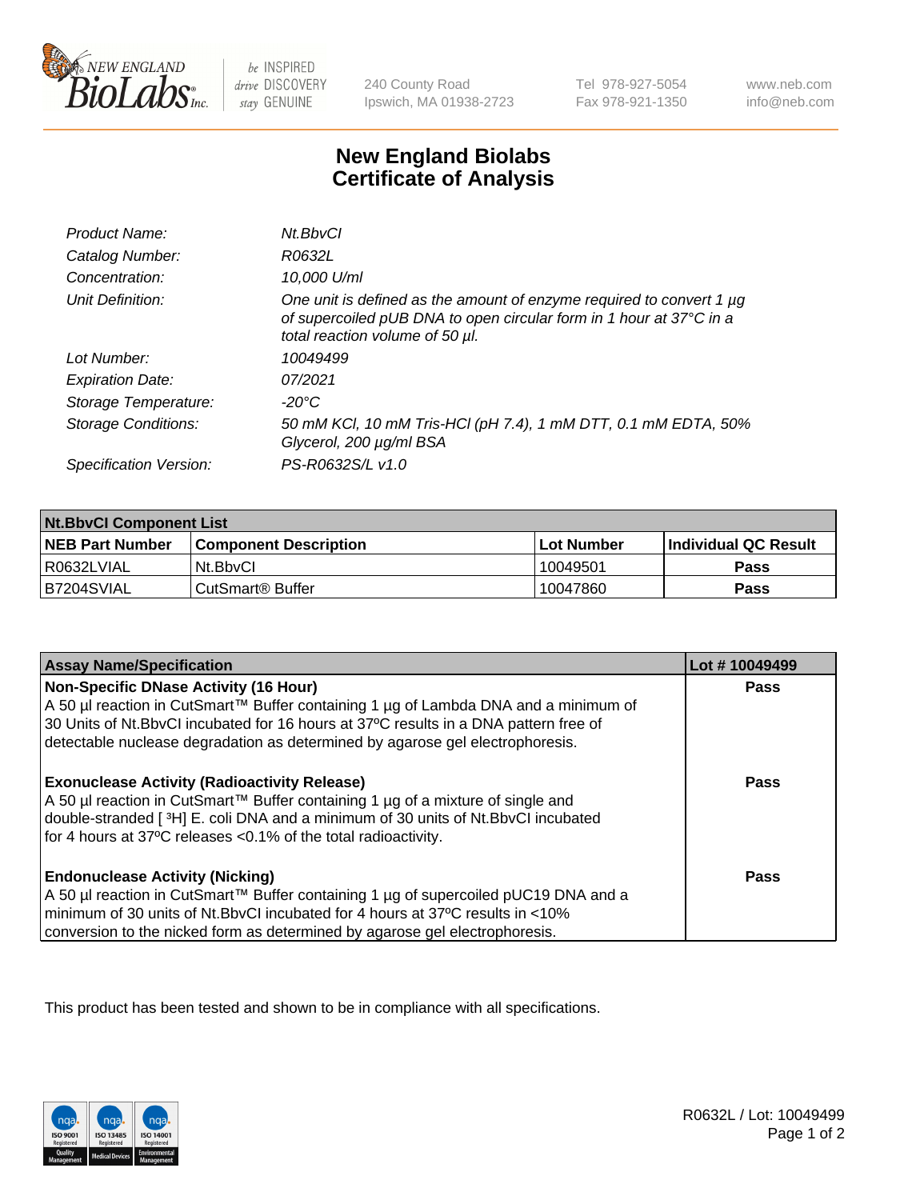# New England Biolabs
# Certificate of Analysis

| | |
|---|---|
| *Product Name:* | *Nt.BbvCI* |
| *Catalog Number:* | *R0632L* |
| *Concentration:* | *10,000 U/ml* |
| *Unit Definition:* | *One unit is defined as the amount of enzyme required to convert 1 µg of supercoiled pUB DNA to open circular form in 1 hour at 37°C in a total reaction volume of 50 µl.* |
| *Lot Number:* | *10049499* |
| *Expiration Date:* | *07/2021* |
| *Storage Temperature:* | *-20°C* |
| *Storage Conditions:* | *50 mM KCl, 10 mM Tris-HCl (pH 7.4), 1 mM DTT, 0.1 mM EDTA, 50% Glycerol, 200 µg/ml BSA* |
| *Specification Version:* | *PS-R0632S/L v1.0* |

| **Nt.BbvCI Component List** | | | |
|---|---|---|---|
| **NEB Part Number** | **Component Description** | **Lot Number** | **Individual QC Result** |
| R0632LVIAL | Nt.BbvCI | 10049501 | **Pass** |
| B7204SVIAL | CutSmart® Buffer | 10047860 | **Pass** |

| **Assay Name/Specification** | **Lot # 10049499** |
|---|---|
| **Non-Specific DNase Activity (16 Hour)**<br>A 50 µl reaction in CutSmart™ Buffer containing 1 µg of Lambda DNA and a minimum of 30 Units of Nt.BbvCI incubated for 16 hours at 37ºC results in a DNA pattern free of detectable nuclease degradation as determined by agarose gel electrophoresis. | **Pass** |
| **Exonuclease Activity (Radioactivity Release)**<br>A 50 µl reaction in CutSmart™ Buffer containing 1 µg of a mixture of single and double-stranded [ $^{3}$H] E. coli DNA and a minimum of 30 units of Nt.BbvCI incubated for 4 hours at 37ºC releases <0.1% of the total radioactivity. | **Pass** |
| **Endonuclease Activity (Nicking)**<br>A 50 µl reaction in CutSmart™ Buffer containing 1 µg of supercoiled pUC19 DNA and a minimum of 30 units of Nt.BbvCI incubated for 4 hours at 37ºC results in <10% conversion to the nicked form as determined by agarose gel electrophoresis. | **Pass** |

This product has been tested and shown to be in compliance with all specifications.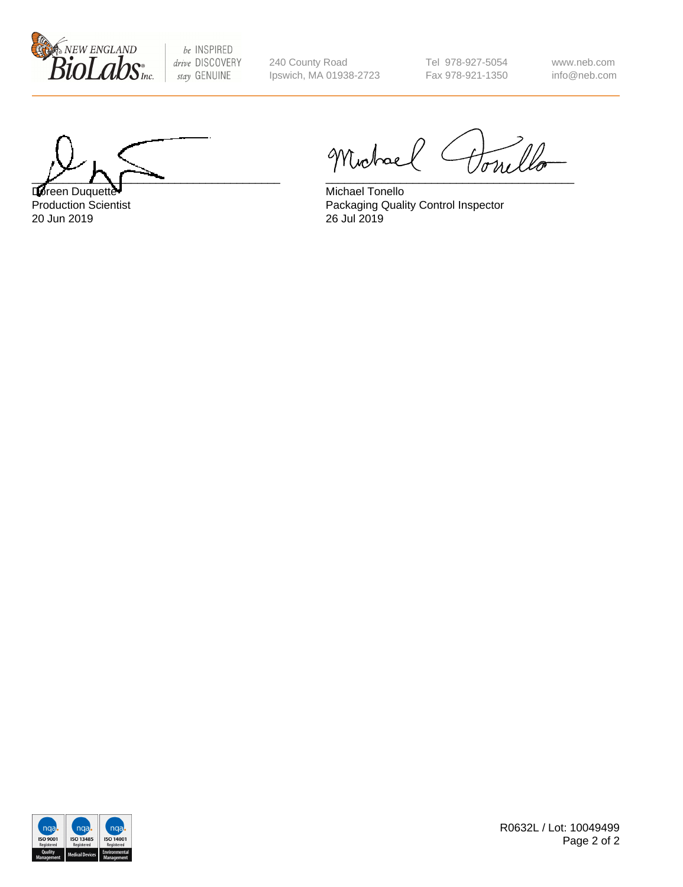Doreen Duquette
Production Scientist
20 Jun 2019

Michael Tonello
Packaging Quality Control Inspector
26 Jul 2019

R0632L / Lot: 10049499